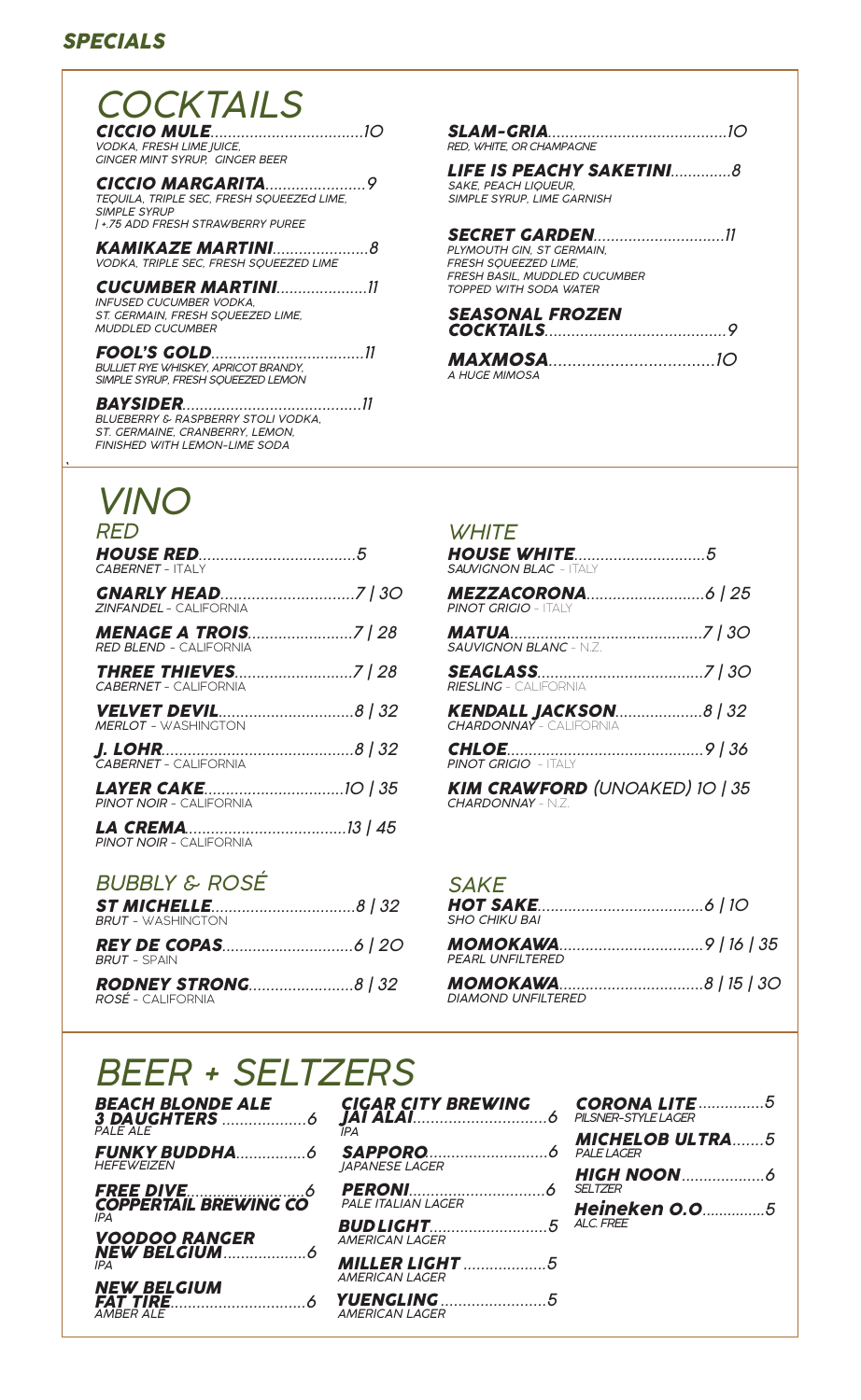## *SPECIALS*

# *COCKTAILS*

***CICCIO MULE***..................................10
*VODKA, FRESH LIME JUICE, GINGER MINT SYRUP, GINGER BEER*

***CICCIO MARGARITA***......................9
*TEQUILA, TRIPLE SEC, FRESH SQUEEZEd LIME, SIMPLE SYRUP*
*| +.75 ADD FRESH STRAWBERRY PUREE*

***KAMIKAZE MARTINI***.....................8
*VODKA, TRIPLE SEC, FRESH SQUEEZED LIME*

***CUCUMBER MARTINI***....................11
*INFUSED CUCUMBER VODKA, ST. GERMAIN, FRESH SQUEEZED LIME, MUDDLED CUCUMBER*

***FOOL'S GOLD***..................................11
*BULLIET RYE WHISKEY, APRICOT BRANDY, SIMPLE SYRUP, FRESH SQUEEZED LEMON*

***BAYSIDER***........................................11
*BLUEBERRY & RASPBERRY STOLI VODKA, ST. GERMAINE, CRANBERRY, LEMON, FINISHED WITH LEMON-LIME SODA*

***SLAM-GRIA***........................................10
*RED, WHITE, OR CHAMPAGNE*

***LIFE IS PEACHY SAKETINI***.............8
*SAKE, PEACH LIQUEUR, SIMPLE SYRUP, LIME GARNISH*

***SECRET GARDEN***.............................11
*PLYMOUTH GIN, ST GERMAIN, FRESH SQUEEZED LIME, FRESH BASIL, MUDDLED CUCUMBER TOPPED WITH SODA WATER*

***SEASONAL FROZEN COCKTAILS***........................................9

***MAXMOSA***..................................10
*A HUGE MIMOSA*

# *VINO*

## *RED*

***HOUSE RED***..................................5
*CABERNET - ITALY*

***GNARLY HEAD***.............................7 | 30
*ZINFANDEL - CALIFORNIA*

***MENAGE A TROIS***.......................7 | 28
*RED BLEND - CALIFORNIA*

***THREE THIEVES***..........................7 | 28
*CABERNET - CALIFORNIA*

***VELVET DEVIL***..............................8 | 32
*MERLOT - WASHINGTON*

***J. LOHR***..........................................8 | 32
*CABERNET - CALIFORNIA*

***LAYER CAKE***...............................10 | 35
*PINOT NOIR - CALIFORNIA*

***LA CREMA***...................................13 | 45
*PINOT NOIR - CALIFORNIA*

## *WHITE*

***HOUSE WHITE***.............................5
*SAUVIGNON BLAC - ITALY*

***MEZZACORONA***..........................6 | 25
*PINOT GRIGIO - ITALY*

***MATUA***...........................................7 | 30
*SAUVIGNON BLANC - N.Z.*

***SEAGLASS***.....................................7 | 30
*RIESLING - CALIFORNIA*

***KENDALL JACKSON***...................8 | 32
*CHARDONNAY - CALIFORNIA*

***CHLOE***...........................................9 | 36
*PINOT GRIGIO - ITALY*

***KIM CRAWFORD*** *(UNOAKED)* 10 | 35
*CHARDONNAY - N.Z.*

## *BUBBLY & ROSÉ*

***ST MICHELLE***................................8 | 32
*BRUT - WASHINGTON*

***REY DE COPAS***............................6 | 20
*BRUT - SPAIN*

***RODNEY STRONG***.......................8 | 32
*ROSÉ - CALIFORNIA*

## *SAKE*

***HOT SAKE***.....................................6 | 10
*SHO CHIKU BAI*

***MOMOKAWA***................................9 | 16 | 35
*PEARL UNFILTERED*

***MOMOKAWA***................................8 | 15 | 30
*DIAMOND UNFILTERED*

# *BEER + SELTZERS*

***BEACH BLONDE ALE 3 DAUGHTERS*** ..................6
*PALE ALE*

***FUNKY BUDDHA***...............6
*HEFEWEIZEN*

***FREE DIVE COPPERTAIL BREWING CO***.........................6
*IPA*

***VOODOO RANGER NEW BELGIUM***..................6
*IPA*

***NEW BELGIUM FAT TIRE***..............................6
*AMBER ALE*

***CIGAR CITY BREWING JAI ALAI***.............................6
*IPA*

***SAPPORO***...........................6
*JAPANESE LAGER*

***PERONI***..............................6
*PALE ITALIAN LAGER*

***BUDLIGHT***..........................5
*AMERICAN LAGER*

***MILLER LIGHT*** ..................5
*AMERICAN LAGER*

***YUENGLING*** ........................5
*AMERICAN LAGER*

***CORONA LITE*** ..............5
*PILSNER-STYLE LAGER*

***MICHELOB ULTRA***.......5
*PALE LAGER*

***HIGH NOON***..................6
*SELTZER*

***Heineken 0.0***..............5
*ALC. FREE*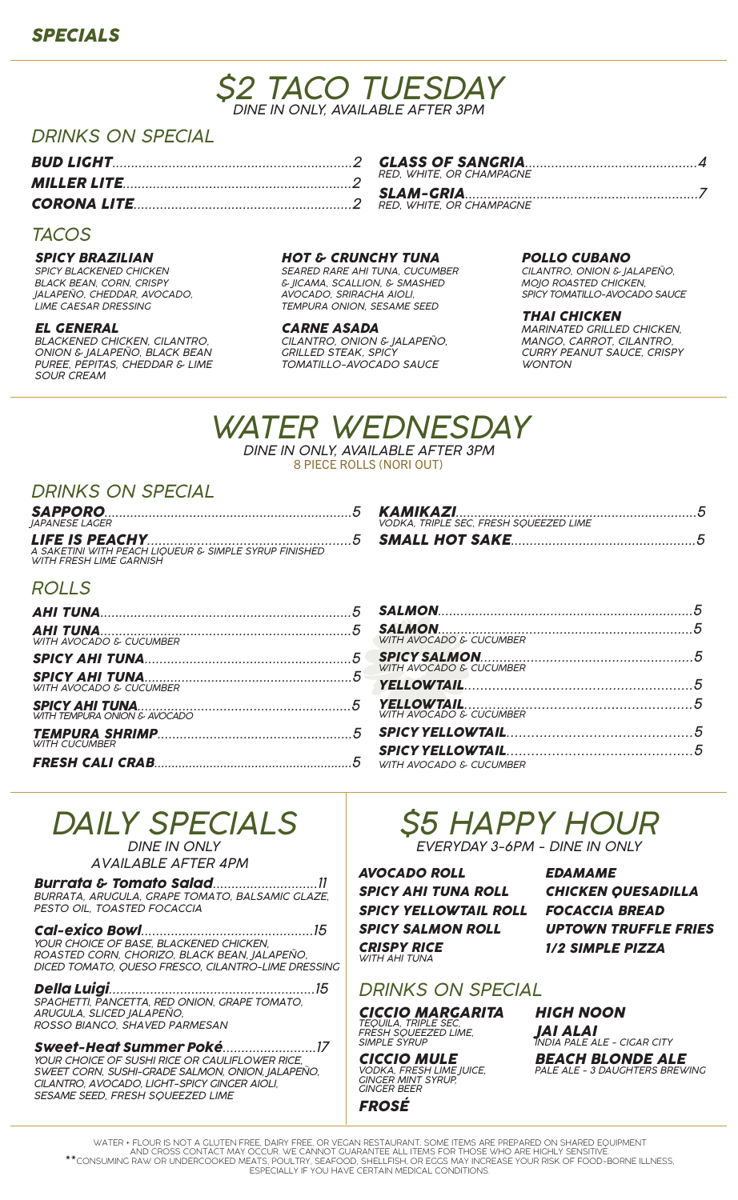# SPECIALS

## $2 TACO TUESDAY

*DINE IN ONLY, AVAILABLE AFTER 3PM*

### DRINKS ON SPECIAL

**BUD LIGHT**........2

**MILLER LITE**........2

**CORONA LITE**........2

**GLASS OF SANGRIA**........4
*RED, WHITE, OR CHAMPAGNE*

**SLAM-GRIA**........7
*RED, WHITE, OR CHAMPAGNE*

### TACOS

**SPICY BRAZILIAN**
*SPICY BLACKENED CHICKEN BLACK BEAN, CORN, CRISPY JALAPEÑO, CHEDDAR, AVOCADO, LIME CAESAR DRESSING*

**EL GENERAL**
*BLACKENED CHICKEN, CILANTRO, ONION & JALAPEÑO, BLACK BEAN PUREE, PEPITAS, CHEDDAR & LIME SOUR CREAM*

**HOT & CRUNCHY TUNA**
*SEARED RARE AHI TUNA, CUCUMBER & JICAMA, SCALLION, & SMASHED AVOCADO, SRIRACHA AIOLI, TEMPURA ONION, SESAME SEED*

**CARNE ASADA**
*CILANTRO, ONION & JALAPEÑO, GRILLED STEAK, SPICY TOMATILLO-AVOCADO SAUCE*

**POLLO CUBANO**
*CILANTRO, ONION & JALAPEÑO, MOJO ROASTED CHICKEN, SPICY TOMATILLO-AVOCADO SAUCE*

**THAI CHICKEN**
*MARINATED GRILLED CHICKEN, MANGO, CARROT, CILANTRO, CURRY PEANUT SAUCE, CRISPY WONTON*

## WATER WEDNESDAY

*DINE IN ONLY, AVAILABLE AFTER 3PM*
8 PIECE ROLLS (NORI OUT)

### DRINKS ON SPECIAL

**SAPPORO**........5
*JAPANESE LAGER*

**LIFE IS PEACHY**........5
*A SAKETINI WITH PEACH LIQUEUR & SIMPLE SYRUP FINISHED WITH FRESH LIME GARNISH*

**KAMIKAZI**........5
*VODKA, TRIPLE SEC, FRESH SQUEEZED LIME*

**SMALL HOT SAKE**........5

### ROLLS

**AHI TUNA**........5

**AHI TUNA**........5
*WITH AVOCADO & CUCUMBER*

**SPICY AHI TUNA**........5

**SPICY AHI TUNA**........5
*WITH AVOCADO & CUCUMBER*

**SPICY AHI TUNA**........5
*WITH TEMPURA ONION & AVOCADO*

**TEMPURA SHRIMP**........5
*WITH CUCUMBER*

**FRESH CALI CRAB**........5

**SALMON**........5

**SALMON**........5
*WITH AVOCADO & CUCUMBER*

**SPICY SALMON**........5
*WITH AVOCADO & CUCUMBER*

**YELLOWTAIL**........5

**YELLOWTAIL**........5
*WITH AVOCADO & CUCUMBER*

**SPICY YELLOWTAIL**........5

**SPICY YELLOWTAIL**........5
*WITH AVOCADO & CUCUMBER*

## DAILY SPECIALS

*DINE IN ONLY*
*AVAILABLE AFTER 4PM*

**Burrata & Tomato Salad**........11
*BURRATA, ARUGULA, GRAPE TOMATO, BALSAMIC GLAZE, PESTO OIL, TOASTED FOCACCIA*

**Cal-exico Bowl**........15
*YOUR CHOICE OF BASE, BLACKENED CHICKEN, ROASTED CORN, CHORIZO, BLACK BEAN, JALAPEÑO, DICED TOMATO, QUESO FRESCO, CILANTRO-LIME DRESSING*

**Della Luigi**........15
*SPAGHETTI, PANCETTA, RED ONION, GRAPE TOMATO, ARUGULA, SLICED JALAPEÑO, ROSSO BIANCO, SHAVED PARMESAN*

**Sweet-Heat Summer Poké**........17
*YOUR CHOICE OF SUSHI RICE OR CAULIFLOWER RICE, SWEET CORN, SUSHI-GRADE SALMON, ONION, JALAPEÑO, CILANTRO, AVOCADO, LIGHT-SPICY GINGER AIOLI, SESAME SEED, FRESH SQUEEZED LIME*

## $5 HAPPY HOUR

*EVERYDAY 3-6PM - DINE IN ONLY*

**AVOCADO ROLL**

**SPICY AHI TUNA ROLL**

**SPICY YELLOWTAIL ROLL**

**SPICY SALMON ROLL**

**CRISPY RICE**
*WITH AHI TUNA*

**EDAMAME**

**CHICKEN QUESADILLA**

**FOCACCIA BREAD**

**UPTOWN TRUFFLE FRIES**

**1/2 SIMPLE PIZZA**

### DRINKS ON SPECIAL

**CICCIO MARGARITA**
*TEQUILA, TRIPLE SEC, FRESH SQUEEZED LIME, SIMPLE SYRUP*

**CICCIO MULE**
*VODKA, FRESH LIME JUICE, GINGER MINT SYRUP, GINGER BEER*

**FROSÉ**

**HIGH NOON**

**JAI ALAI**
*INDIA PALE ALE - CIGAR CITY*

**BEACH BLONDE ALE**
*PALE ALE - 3 DAUGHTERS BREWING*

WATER + FLOUR IS NOT A GLUTEN FREE, DAIRY FREE, OR VEGAN RESTAURANT. SOME ITEMS ARE PREPARED ON SHARED EQUIPMENT AND CROSS CONTACT MAY OCCUR. WE CANNOT GUARANTEE ALL ITEMS FOR THOSE WHO ARE HIGHLY SENSITIVE.
**CONSUMING RAW OR UNDERCOOKED MEATS, POULTRY, SEAFOOD, SHELLFISH, OR EGGS MAY INCREASE YOUR RISK OF FOOD-BORNE ILLNESS, ESPECIALLY IF YOU HAVE CERTAIN MEDICAL CONDITIONS.